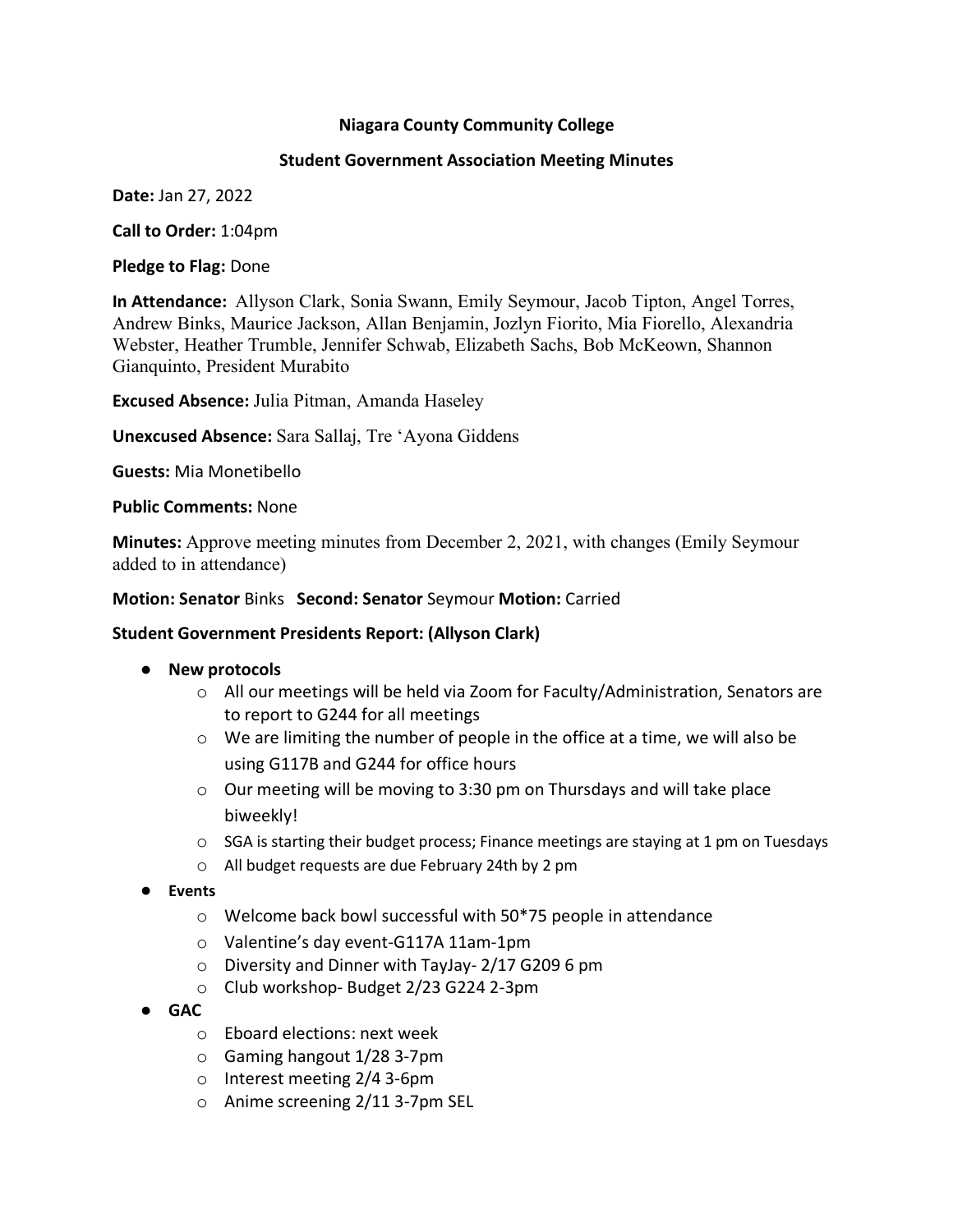**Niagara County Community College**

**Student Government Association Meeting Minutes**

**Date:** Jan 27, 2022

**Call to Order:** 1:04pm

**Pledge to Flag:** Done

**In Attendance:** Allyson Clark, Sonia Swann, Emily Seymour, Jacob Tipton, Angel Torres, Andrew Binks, Maurice Jackson, Allan Benjamin, Jozlyn Fiorito, Mia Fiorello, Alexandria Webster, Heather Trumble, Jennifer Schwab, Elizabeth Sachs, Bob McKeown, Shannon Gianquinto, President Murabito

**Excused Absence:** Julia Pitman, Amanda Haseley

**Unexcused Absence:** Sara Sallaj, Tre 'Ayona Giddens

**Guests:** Mia Monetibello

**Public Comments:** None

**Minutes:** Approve meeting minutes from December 2, 2021, with changes (Emily Seymour added to in attendance)

**Motion: Senator** Binks **Second: Senator** Seymour **Motion:** Carried

**Student Government Presidents Report: (Allyson Clark)**

- **New protocols**
  - All our meetings will be held via Zoom for Faculty/Administration, Senators are to report to G244 for all meetings
  - We are limiting the number of people in the office at a time, we will also be using G117B and G244 for office hours
  - Our meeting will be moving to 3:30 pm on Thursdays and will take place biweekly!
  - SGA is starting their budget process; Finance meetings are staying at 1 pm on Tuesdays
  - All budget requests are due February 24th by 2 pm
- **Events**
  - Welcome back bowl successful with 50*75 people in attendance
  - Valentine's day event-G117A 11am-1pm
  - Diversity and Dinner with TayJay- 2/17 G209 6 pm
  - Club workshop- Budget 2/23 G224 2-3pm
- **GAC**
  - Eboard elections: next week
  - Gaming hangout 1/28 3-7pm
  - Interest meeting 2/4 3-6pm
  - Anime screening 2/11 3-7pm SEL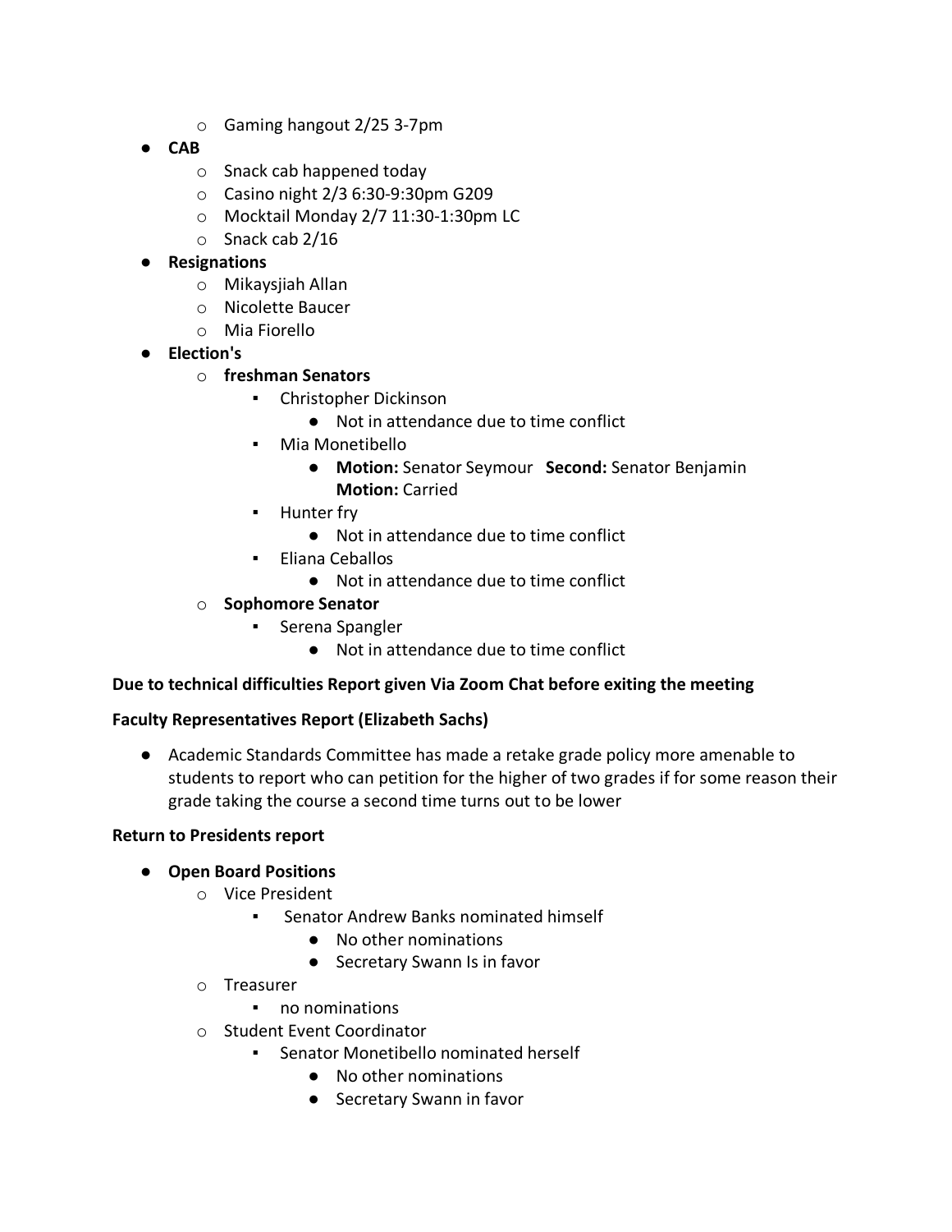- Gaming hangout 2/25 3-7pm
- **CAB**
  - Snack cab happened today
  - Casino night 2/3 6:30-9:30pm G209
  - Mocktail Monday 2/7 11:30-1:30pm LC
  - Snack cab 2/16
- **Resignations**
  - Mikaysjiah Allan
  - Nicolette Baucer
  - Mia Fiorello
- **Election's**
  - **freshman Senators**
    - Christopher Dickinson
      - Not in attendance due to time conflict
    - Mia Monetibello
      - **Motion:** Senator Seymour **Second:** Senator Benjamin **Motion:** Carried
    - Hunter fry
      - Not in attendance due to time conflict
    - Eliana Ceballos
      - Not in attendance due to time conflict
  - **Sophomore Senator**
    - Serena Spangler
      - Not in attendance due to time conflict

**Due to technical difficulties Report given Via Zoom Chat before exiting the meeting**

**Faculty Representatives Report (Elizabeth Sachs)**

- Academic Standards Committee has made a retake grade policy more amenable to students to report who can petition for the higher of two grades if for some reason their grade taking the course a second time turns out to be lower

**Return to Presidents report**

- **Open Board Positions**
  - Vice President
    - Senator Andrew Banks nominated himself
      - No other nominations
      - Secretary Swann Is in favor
  - Treasurer
    - no nominations
  - Student Event Coordinator
    - Senator Monetibello nominated herself
      - No other nominations
      - Secretary Swann in favor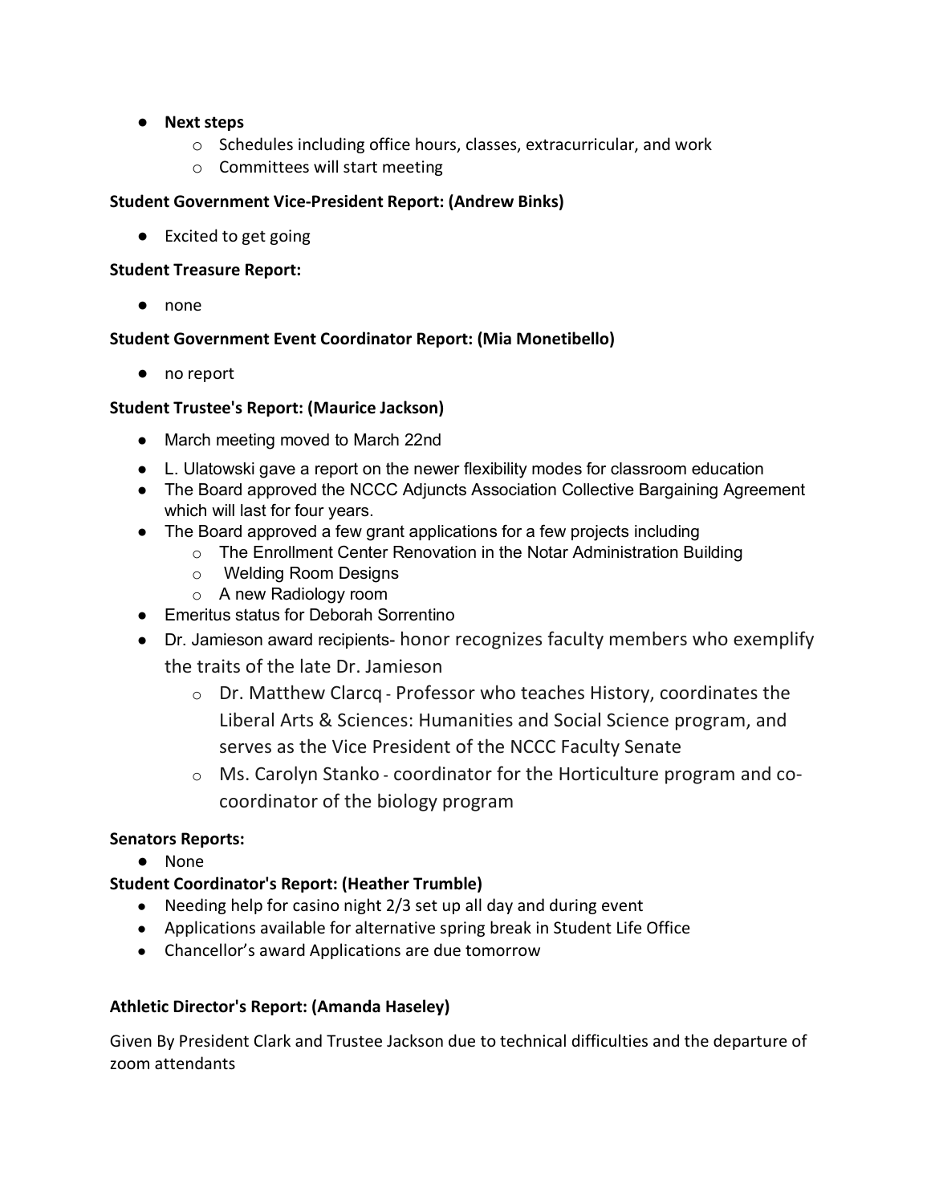- **Next steps**
  - Schedules including office hours, classes, extracurricular, and work
  - Committees will start meeting

**Student Government Vice-President Report: (Andrew Binks)**

- Excited to get going

**Student Treasure Report:**

- none

**Student Government Event Coordinator Report: (Mia Monetibello)**

- no report

**Student Trustee's Report: (Maurice Jackson)**

- March meeting moved to March 22nd
- L. Ulatowski gave a report on the newer flexibility modes for classroom education
- The Board approved the NCCC Adjuncts Association Collective Bargaining Agreement which will last for four years.
- The Board approved a few grant applications for a few projects including
  - The Enrollment Center Renovation in the Notar Administration Building
  - Welding Room Designs
  - A new Radiology room
- Emeritus status for Deborah Sorrentino
- Dr. Jamieson award recipients- honor recognizes faculty members who exemplify the traits of the late Dr. Jamieson
  - Dr. Matthew Clarcq - Professor who teaches History, coordinates the Liberal Arts & Sciences: Humanities and Social Science program, and serves as the Vice President of the NCCC Faculty Senate
  - Ms. Carolyn Stanko - coordinator for the Horticulture program and co-coordinator of the biology program

**Senators Reports:**

- None

**Student Coordinator's Report: (Heather Trumble)**

- Needing help for casino night 2/3 set up all day and during event
- Applications available for alternative spring break in Student Life Office
- Chancellor's award Applications are due tomorrow

**Athletic Director's Report: (Amanda Haseley)**

Given By President Clark and Trustee Jackson due to technical difficulties and the departure of zoom attendants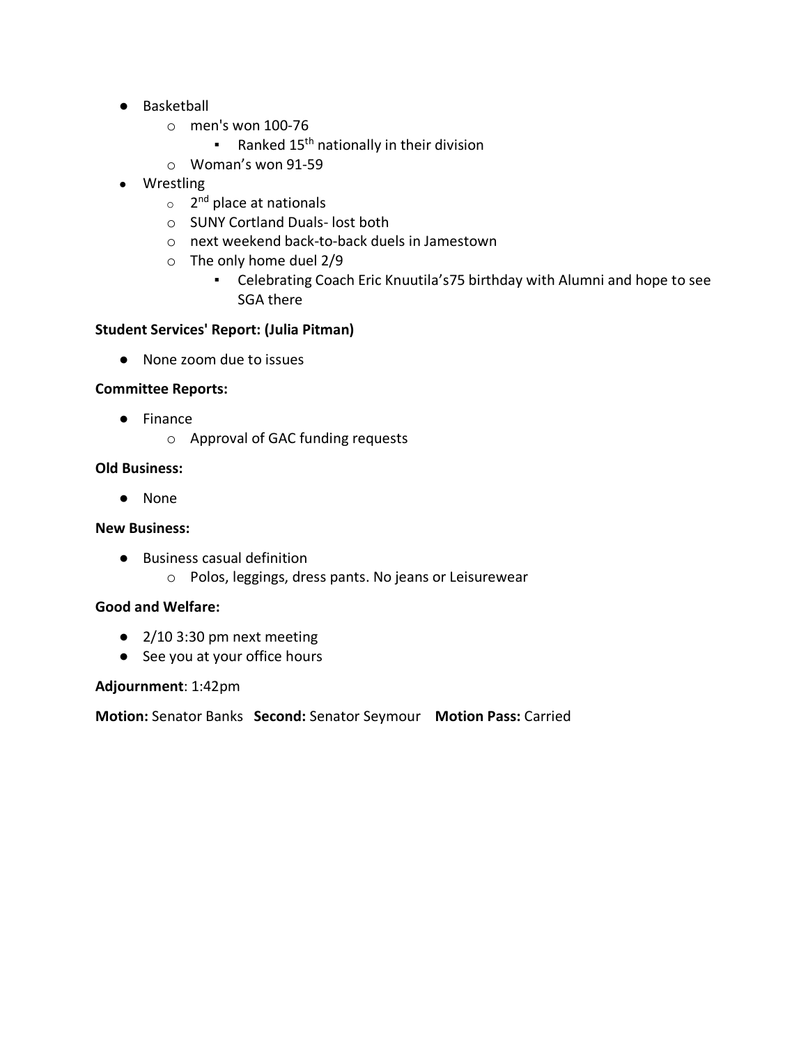- Basketball
  - men's won 100-76
    - Ranked 15th nationally in their division
  - Woman's won 91-59
- Wrestling
  - 2nd place at nationals
  - SUNY Cortland Duals- lost both
  - next weekend back-to-back duels in Jamestown
  - The only home duel 2/9
    - Celebrating Coach Eric Knuutila's75 birthday with Alumni and hope to see SGA there

**Student Services' Report: (Julia Pitman)**

- None zoom due to issues

**Committee Reports:**

- Finance
  - Approval of GAC funding requests

**Old Business:**

- None

**New Business:**

- Business casual definition
  - Polos, leggings, dress pants. No jeans or Leisurewear

**Good and Welfare:**

- 2/10 3:30 pm next meeting
- See you at your office hours

**Adjournment**: 1:42pm

**Motion:** Senator Banks **Second:** Senator Seymour **Motion Pass:** Carried